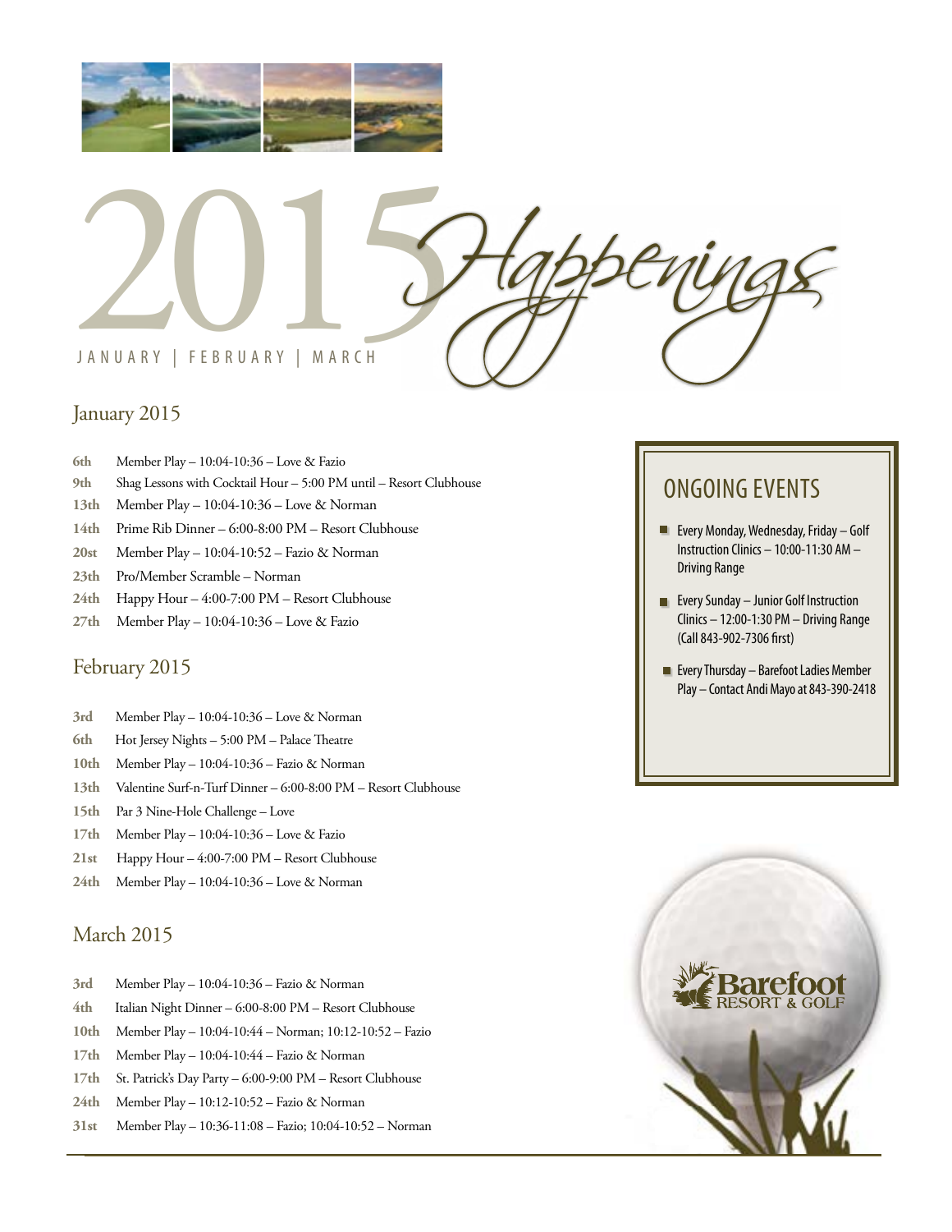# 2015 Happenings

JANUARY | FEBRUARY | MARCH

## January 2015

- **6th** Member Play – 10:04-10:36 – Love & Fazio
- **9th** Shag Lessons with Cocktail Hour – 5:00 PM until – Resort Clubhouse
- **13th** Member Play – 10:04-10:36 – Love & Norman
- **14th** Prime Rib Dinner – 6:00-8:00 PM – Resort Clubhouse
- **20st** Member Play – 10:04-10:52 – Fazio & Norman
- **23th** Pro/Member Scramble – Norman
- **24th** Happy Hour – 4:00-7:00 PM – Resort Clubhouse
- **27th** Member Play – 10:04-10:36 – Love & Fazio

## February 2015

- **3rd** Member Play – 10:04-10:36 – Love & Norman
- **6th** Hot Jersey Nights – 5:00 PM – Palace Theatre
- **10th** Member Play – 10:04-10:36 – Fazio & Norman
- **13th** Valentine Surf-n-Turf Dinner – 6:00-8:00 PM – Resort Clubhouse
- **15th** Par 3 Nine-Hole Challenge – Love
- **17th** Member Play – 10:04-10:36 – Love & Fazio
- **21st** Happy Hour – 4:00-7:00 PM – Resort Clubhouse
- **24th** Member Play – 10:04-10:36 – Love & Norman

## March 2015

- **3rd** Member Play – 10:04-10:36 – Fazio & Norman
- **4th** Italian Night Dinner – 6:00-8:00 PM – Resort Clubhouse
- **10th** Member Play – 10:04-10:44 – Norman; 10:12-10:52 – Fazio
- **17th** Member Play – 10:04-10:44 – Fazio & Norman
- **17th** St. Patrick's Day Party – 6:00-9:00 PM – Resort Clubhouse
- **24th** Member Play – 10:12-10:52 – Fazio & Norman
- **31st** Member Play – 10:36-11:08 – Fazio; 10:04-10:52 – Norman

## ONGOING EVENTS

- Every Monday, Wednesday, Friday – Golf Instruction Clinics – 10:00-11:30 AM – Driving Range
- Every Sunday – Junior Golf Instruction Clinics – 12:00-1:30 PM – Driving Range (Call 843-902-7306 first)
- Every Thursday – Barefoot Ladies Member Play – Contact Andi Mayo at 843-390-2418

Barefoot RESORT & GOLF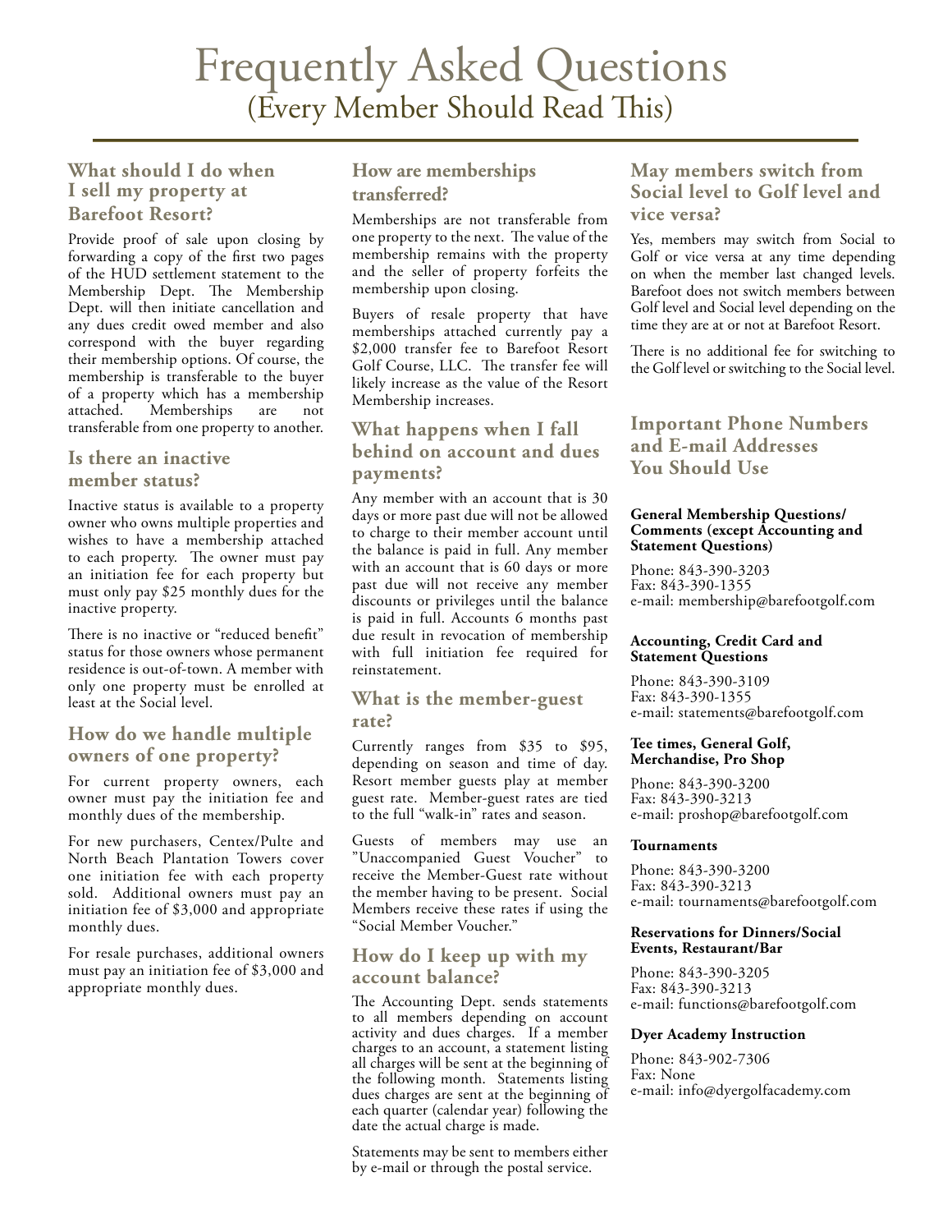# Frequently Asked Questions
## (Every Member Should Read This)

### What should I do when I sell my property at Barefoot Resort?

Provide proof of sale upon closing by forwarding a copy of the first two pages of the HUD settlement statement to the Membership Dept. The Membership Dept. will then initiate cancellation and any dues credit owed member and also correspond with the buyer regarding their membership options. Of course, the membership is transferable to the buyer of a property which has a membership attached. Memberships are not transferable from one property to another.

### Is there an inactive member status?

Inactive status is available to a property owner who owns multiple properties and wishes to have a membership attached to each property. The owner must pay an initiation fee for each property but must only pay $25 monthly dues for the inactive property.

There is no inactive or "reduced benefit" status for those owners whose permanent residence is out-of-town. A member with only one property must be enrolled at least at the Social level.

### How do we handle multiple owners of one property?

For current property owners, each owner must pay the initiation fee and monthly dues of the membership.

For new purchasers, Centex/Pulte and North Beach Plantation Towers cover one initiation fee with each property sold. Additional owners must pay an initiation fee of $3,000 and appropriate monthly dues.

For resale purchases, additional owners must pay an initiation fee of $3,000 and appropriate monthly dues.

### How are memberships transferred?

Memberships are not transferable from one property to the next. The value of the membership remains with the property and the seller of property forfeits the membership upon closing.

Buyers of resale property that have memberships attached currently pay a $2,000 transfer fee to Barefoot Resort Golf Course, LLC. The transfer fee will likely increase as the value of the Resort Membership increases.

### What happens when I fall behind on account and dues payments?

Any member with an account that is 30 days or more past due will not be allowed to charge to their member account until the balance is paid in full. Any member with an account that is 60 days or more past due will not receive any member discounts or privileges until the balance is paid in full. Accounts 6 months past due result in revocation of membership with full initiation fee required for reinstatement.

### What is the member-guest rate?

Currently ranges from $35 to $95, depending on season and time of day. Resort member guests play at member guest rate. Member-guest rates are tied to the full "walk-in" rates and season.

Guests of members may use an "Unaccompanied Guest Voucher" to receive the Member-Guest rate without the member having to be present. Social Members receive these rates if using the "Social Member Voucher."

### How do I keep up with my account balance?

The Accounting Dept. sends statements to all members depending on account activity and dues charges. If a member charges to an account, a statement listing all charges will be sent at the beginning of the following month. Statements listing dues charges are sent at the beginning of each quarter (calendar year) following the date the actual charge is made.

Statements may be sent to members either by e-mail or through the postal service.

### May members switch from Social level to Golf level and vice versa?

Yes, members may switch from Social to Golf or vice versa at any time depending on when the member last changed levels. Barefoot does not switch members between Golf level and Social level depending on the time they are at or not at Barefoot Resort.

There is no additional fee for switching to the Golf level or switching to the Social level.

### Important Phone Numbers and E-mail Addresses You Should Use

**General Membership Questions/ Comments (except Accounting and Statement Questions)**

Phone: 843-390-3203
Fax: 843-390-1355
e-mail: membership@barefootgolf.com

**Accounting, Credit Card and Statement Questions**

Phone: 843-390-3109
Fax: 843-390-1355
e-mail: statements@barefootgolf.com

**Tee times, General Golf, Merchandise, Pro Shop**

Phone: 843-390-3200
Fax: 843-390-3213
e-mail: proshop@barefootgolf.com

**Tournaments**

Phone: 843-390-3200
Fax: 843-390-3213
e-mail: tournaments@barefootgolf.com

**Reservations for Dinners/Social Events, Restaurant/Bar**

Phone: 843-390-3205
Fax: 843-390-3213
e-mail: functions@barefootgolf.com

**Dyer Academy Instruction**

Phone: 843-902-7306
Fax: None
e-mail: info@dyergolfacademy.com